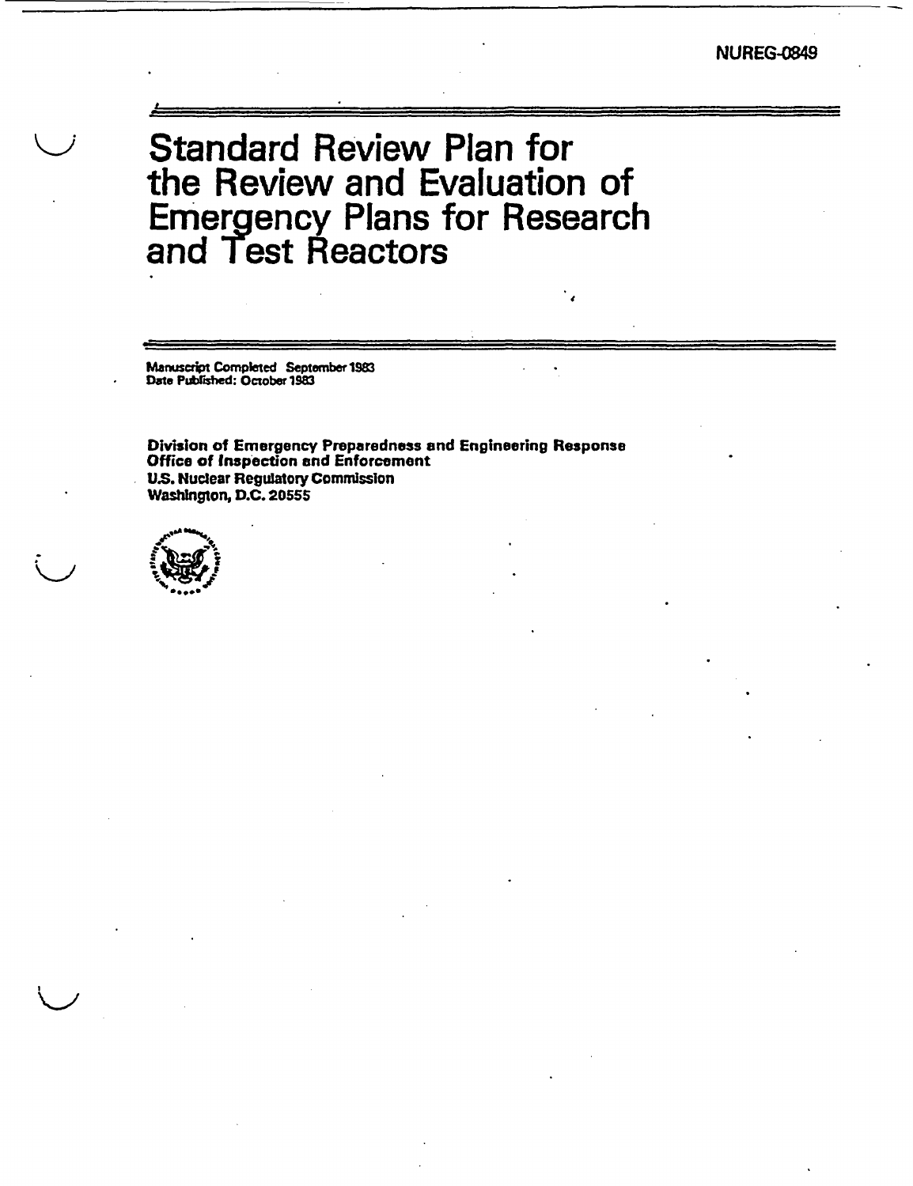NUREG-0849

# Standard Review Plan for the Review and Evaluation of Emergency Plans for Research and Test Reactors

Manuscript Completed: September 1983
Date Published: October 1983

**Division of Emergency Preparedness and Engineering Response**
**Office of Inspection and Enforcement**
**U.S. Nuclear Regulatory Commission**
**Washington, D.C. 20555**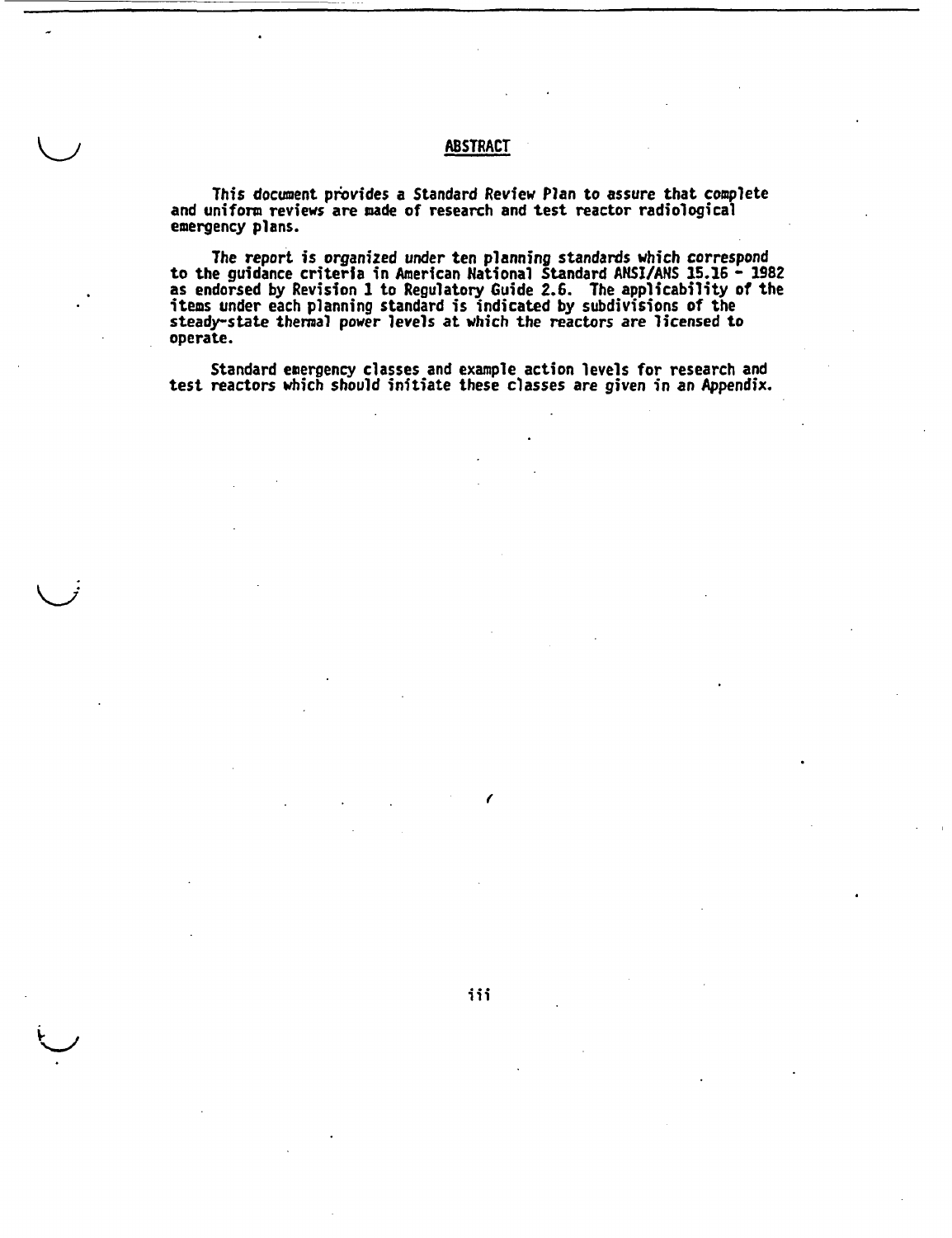# ABSTRACT

This document provides a Standard Review Plan to assure that complete and uniform reviews are made of research and test reactor radiological emergency plans.

The report is organized under ten planning standards which correspond to the guidance criteria in American National Standard ANSI/ANS 15.16 - 1982 as endorsed by Revision 1 to Regulatory Guide 2.6. The applicability of the items under each planning standard is indicated by subdivisions of the steady-state thermal power levels at which the reactors are licensed to operate.

Standard emergency classes and example action levels for research and test reactors which should initiate these classes are given in an Appendix.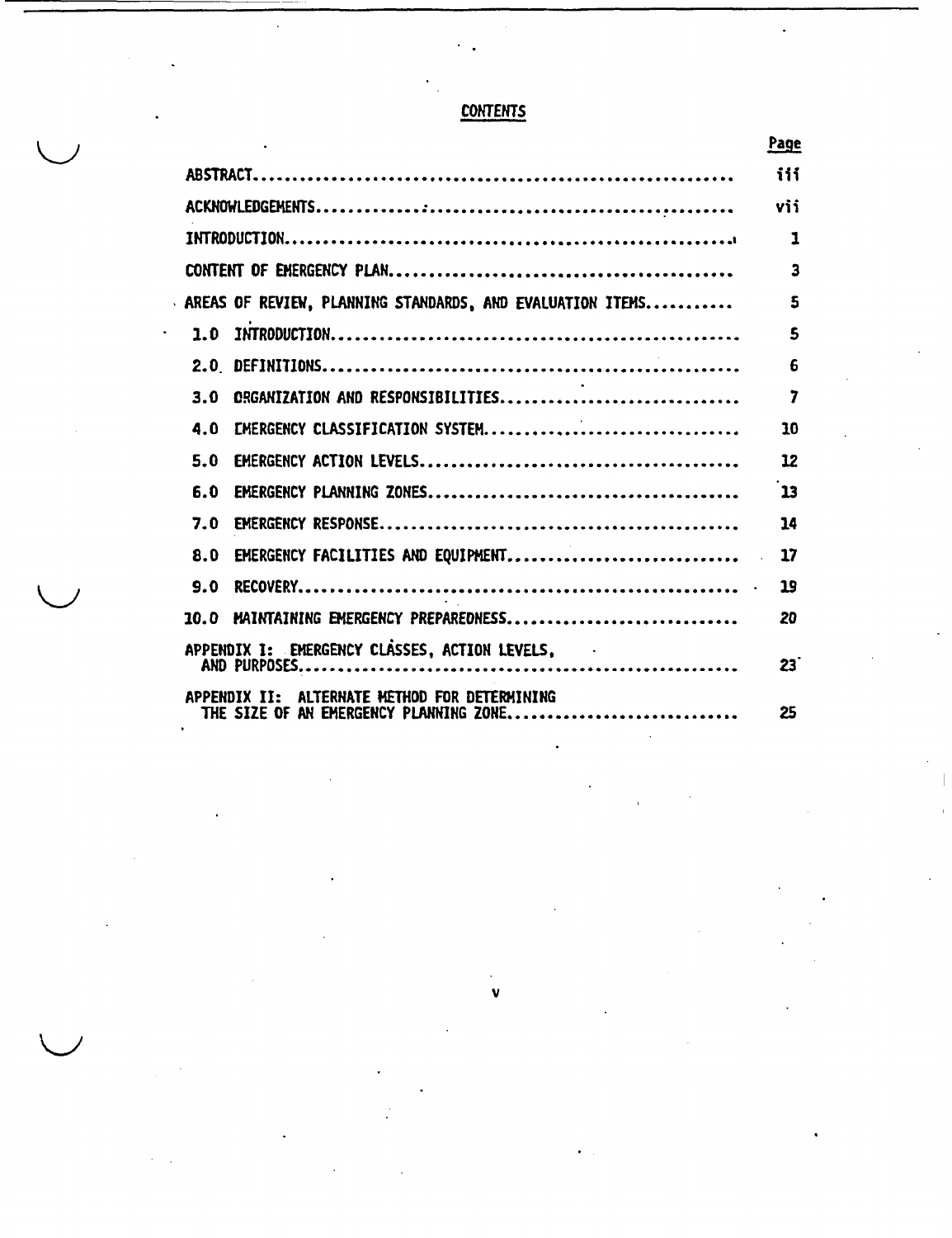## CONTENTS

| | Page |
|---|---|
| ABSTRACT | iii |
| ACKNOWLEDGEMENTS | vii |
| INTRODUCTION | 1 |
| CONTENT OF EMERGENCY PLAN | 3 |
| AREAS OF REVIEW, PLANNING STANDARDS, AND EVALUATION ITEMS | 5 |
| 1.0 INTRODUCTION | 5 |
| 2.0 DEFINITIONS | 6 |
| 3.0 ORGANIZATION AND RESPONSIBILITIES | 7 |
| 4.0 EMERGENCY CLASSIFICATION SYSTEM | 10 |
| 5.0 EMERGENCY ACTION LEVELS | 12 |
| 6.0 EMERGENCY PLANNING ZONES | 13 |
| 7.0 EMERGENCY RESPONSE | 14 |
| 8.0 EMERGENCY FACILITIES AND EQUIPMENT | 17 |
| 9.0 RECOVERY | 19 |
| 10.0 MAINTAINING EMERGENCY PREPAREDNESS | 20 |
| APPENDIX I: EMERGENCY CLASSES, ACTION LEVELS, AND PURPOSES | 23 |
| APPENDIX II: ALTERNATE METHOD FOR DETERMINING THE SIZE OF AN EMERGENCY PLANNING ZONE | 25 |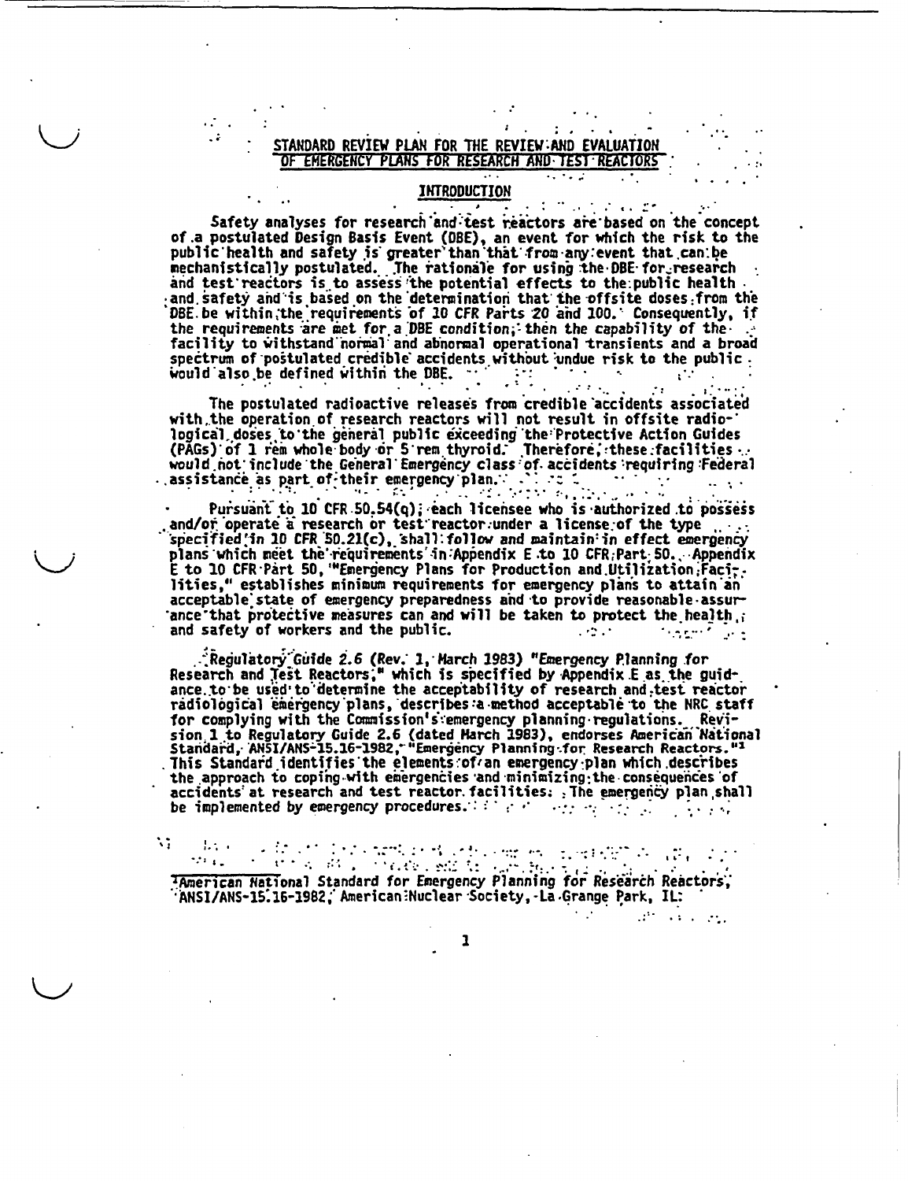# STANDARD REVIEW PLAN FOR THE REVIEW AND EVALUATION OF EMERGENCY PLANS FOR RESEARCH AND TEST REACTORS

## INTRODUCTION

Safety analyses for research and test reactors are based on the concept of a postulated Design Basis Event (DBE), an event for which the risk to the public health and safety is greater than that from any event that can be mechanistically postulated. The rationale for using the DBE for research and test reactors is to assess the potential effects to the public health and safety and is based on the determination that the offsite doses from the DBE be within the requirements of 10 CFR Parts 20 and 100. Consequently, if the requirements are met for a DBE condition, then the capability of the facility to withstand normal and abnormal operational transients and a broad spectrum of postulated credible accidents without undue risk to the public would also be defined within the DBE.

The postulated radioactive releases from credible accidents associated with the operation of research reactors will not result in offsite radiological doses to the general public exceeding the Protective Action Guides (PAGs) of 1 rem whole body or 5 rem thyroid. Therefore, these facilities would not include the General Emergency class of accidents requiring Federal assistance as part of their emergency plan.

Pursuant to 10 CFR 50.54(q), each licensee who is authorized to possess and/or operate a research or test reactor under a license of the type specified in 10 CFR 50.21(c), shall follow and maintain in effect emergency plans which meet the requirements in Appendix E to 10 CFR Part 50. Appendix E to 10 CFR Part 50, "Emergency Plans for Production and Utilization Facilities," establishes minimum requirements for emergency plans to attain an acceptable state of emergency preparedness and to provide reasonable assurance that protective measures can and will be taken to protect the health and safety of workers and the public.

Regulatory Guide 2.6 (Rev. 1, March 1983) "Emergency Planning for Research and Test Reactors," which is specified by Appendix E as the guidance to be used to determine the acceptability of research and test reactor radiological emergency plans, describes a method acceptable to the NRC staff for complying with the Commission's emergency planning regulations. Revision 1 to Regulatory Guide 2.6 (dated March 1983), endorses American National Standard, ANSI/ANS-15.16-1982, "Emergency Planning for Research Reactors."[1] This Standard identifies the elements of an emergency plan which describes the approach to coping with emergencies and minimizing the consequences of accidents at research and test reactor facilities. The emergency plan shall be implemented by emergency procedures.

---

[1] American National Standard for Emergency Planning for Research Reactors, ANSI/ANS-15.16-1982, American Nuclear Society, La Grange Park, IL.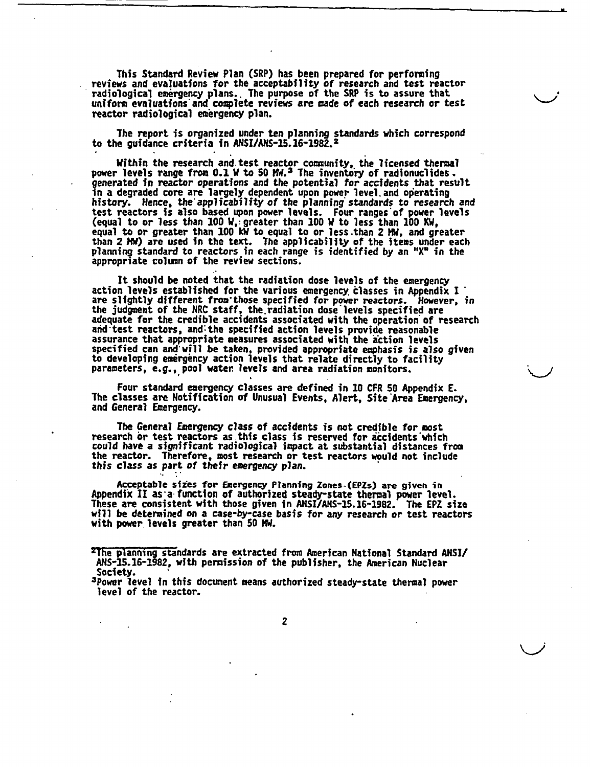This Standard Review Plan (SRP) has been prepared for performing reviews and evaluations for the acceptability of research and test reactor radiological emergency plans. The purpose of the SRP is to assure that uniform evaluations and complete reviews are made of each research or test reactor radiological emergency plan.

The report is organized under ten planning standards which correspond to the guidance criteria in ANSI/ANS-15.16-1982.[2]

Within the research and test reactor community, the licensed thermal power levels range from 0.1 W to 50 MW.[3] The inventory of radionuclides generated in reactor operations and the potential for accidents that result in a degraded core are largely dependent upon power level and operating history. Hence, the applicability of the planning standards to research and test reactors is also based upon power levels. Four ranges of power levels (equal to or less than 100 W, greater than 100 W to less than 100 KW, equal to or greater than 100 kW to equal to or less than 2 MW, and greater than 2 MW) are used in the text. The applicability of the items under each planning standard to reactors in each range is identified by an "X" in the appropriate column of the review sections.

It should be noted that the radiation dose levels of the emergency action levels established for the various emergency classes in Appendix I are slightly different from those specified for power reactors. However, in the judgment of the NRC staff, the radiation dose levels specified are adequate for the credible accidents associated with the operation of research and test reactors, and the specified action levels provide reasonable assurance that appropriate measures associated with the action levels specified can and will be taken, provided appropriate emphasis is also given to developing emergency action levels that relate directly to facility parameters, e.g., pool water levels and area radiation monitors.

Four standard emergency classes are defined in 10 CFR 50 Appendix E. The classes are Notification of Unusual Events, Alert, Site Area Emergency, and General Emergency.

The General Emergency class of accidents is not credible for most research or test reactors as this class is reserved for accidents which could have a significant radiological impact at substantial distances from the reactor. Therefore, most research or test reactors would not include this class as part of their emergency plan.

Acceptable sizes for Emergency Planning Zones (EPZs) are given in Appendix II as a function of authorized steady-state thermal power level. These are consistent with those given in ANSI/ANS-15.16-1982. The EPZ size will be determined on a case-by-case basis for any research or test reactors with power levels greater than 50 MW.

---

[2]The planning standards are extracted from American National Standard ANSI/ANS-15.16-1982, with permission of the publisher, the American Nuclear Society.

[3]Power level in this document means authorized steady-state thermal power level of the reactor.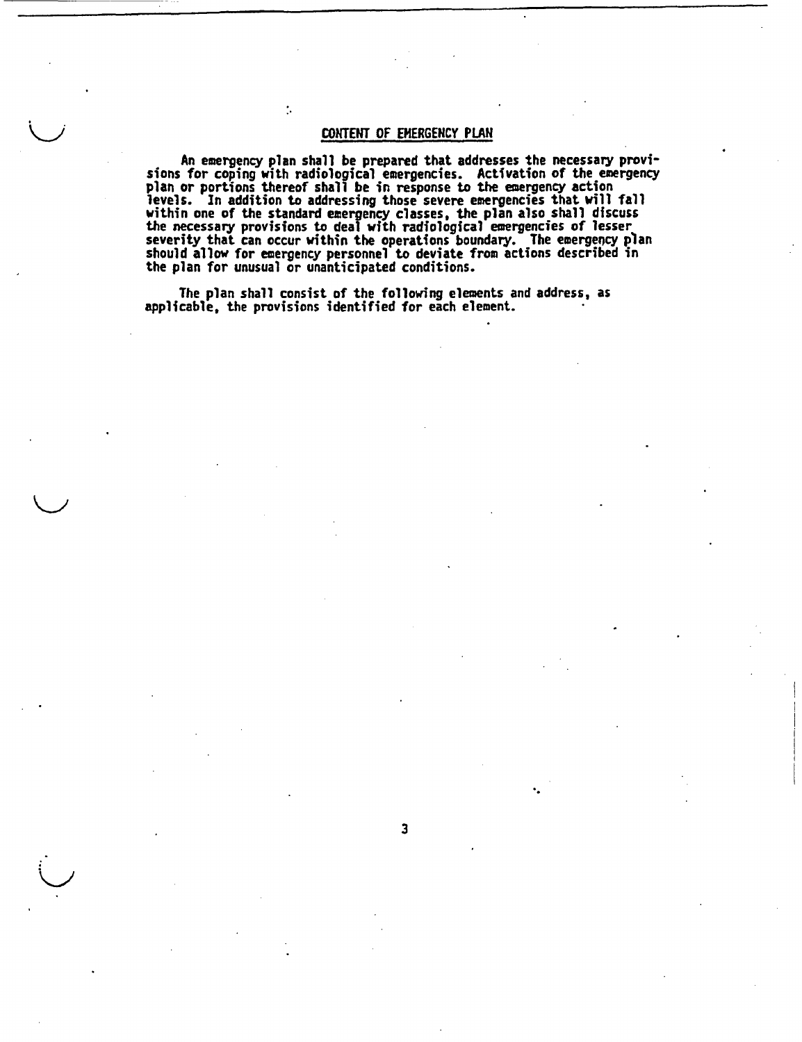## CONTENT OF EMERGENCY PLAN

An emergency plan shall be prepared that addresses the necessary provisions for coping with radiological emergencies. Activation of the emergency plan or portions thereof shall be in response to the emergency action levels. In addition to addressing those severe emergencies that will fall within one of the standard emergency classes, the plan also shall discuss the necessary provisions to deal with radiological emergencies of lesser severity that can occur within the operations boundary. The emergency plan should allow for emergency personnel to deviate from actions described in the plan for unusual or unanticipated conditions.

The plan shall consist of the following elements and address, as applicable, the provisions identified for each element.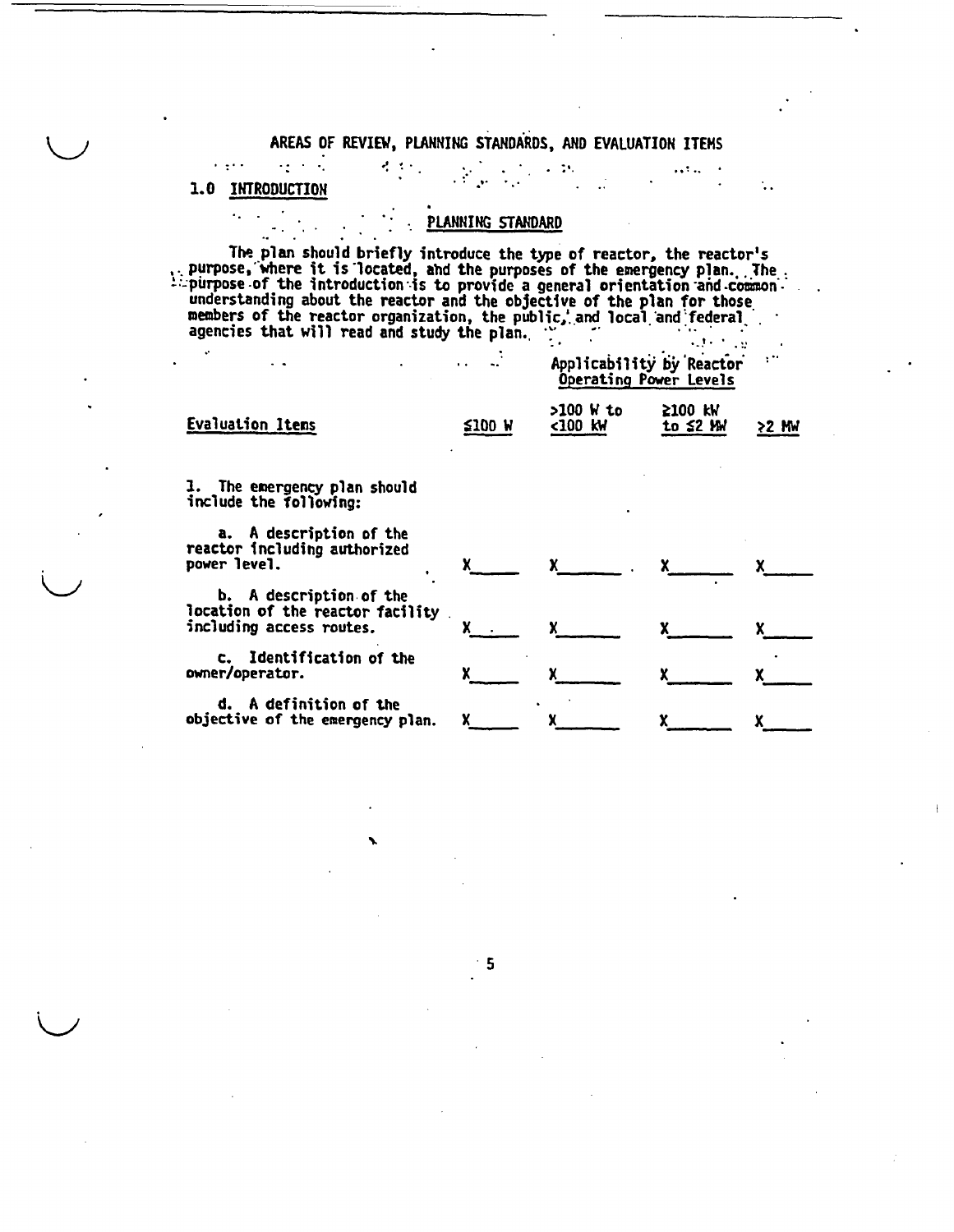# AREAS OF REVIEW, PLANNING STANDARDS, AND EVALUATION ITEMS

## 1.0 INTRODUCTION

### PLANNING STANDARD

The plan should briefly introduce the type of reactor, the reactor's purpose, where it is located, and the purposes of the emergency plan. The purpose of the introduction is to provide a general orientation and common understanding about the reactor and the objective of the plan for those members of the reactor organization, the public, and local and federal agencies that will read and study the plan.

| | Applicability by Reactor Operating Power Levels | | | |
|---|---|---|---|---|
| Evaluation Items | ≤100 W | >100 W to <100 kW | ≥100 kW to ≤2 MW | ≥2 MW |
| 1. The emergency plan should include the following: | | | | |
| a. A description of the reactor including authorized power level. | X | X | X | X |
| b. A description of the location of the reactor facility including access routes. | X | X | X | X |
| c. Identification of the owner/operator. | X | X | X | X |
| d. A definition of the objective of the emergency plan. | X | X | X | X |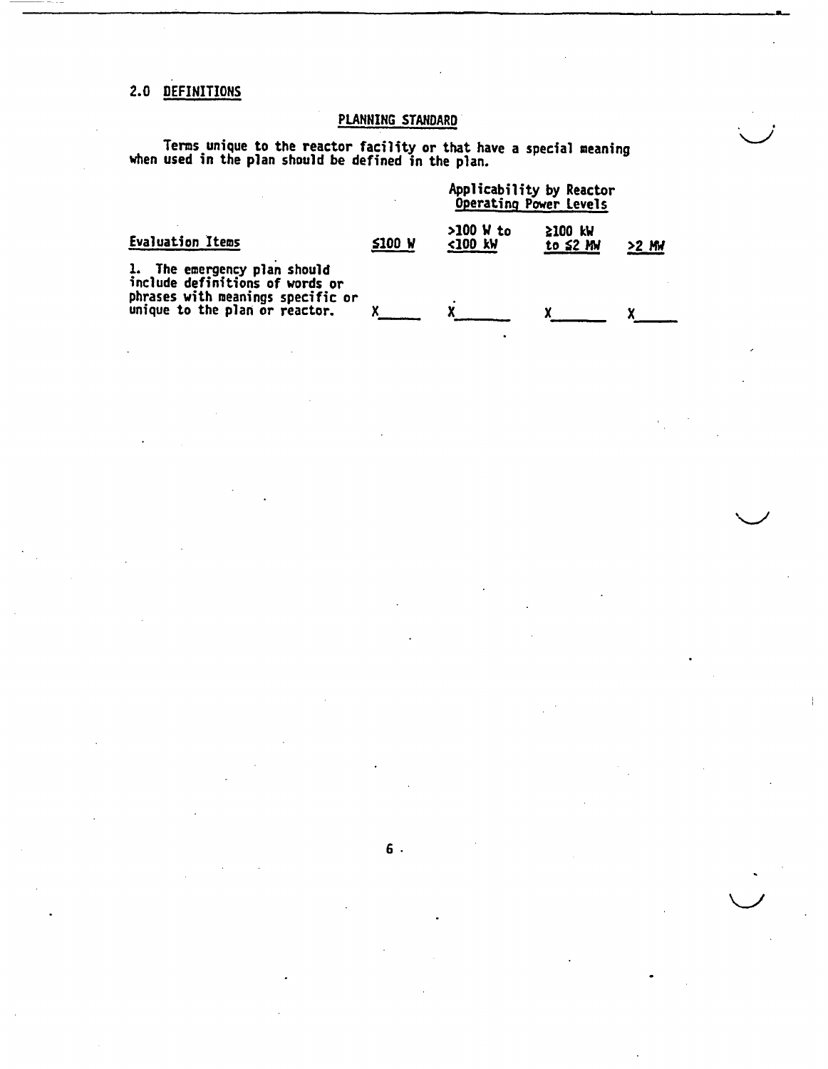## 2.0 DEFINITIONS

### PLANNING STANDARD

Terms unique to the reactor facility or that have a special meaning when used in the plan should be defined in the plan.

| | Applicability by Reactor Operating Power Levels | | | |
|---|---|---|---|---|
| **Evaluation Items** | **≤100 W** | **>100 W to <100 kW** | **≥100 kW to ≤2 MW** | **>2 MW** |
| 1. The emergency plan should include definitions of words or phrases with meanings specific or unique to the plan or reactor. | X | X | X | X |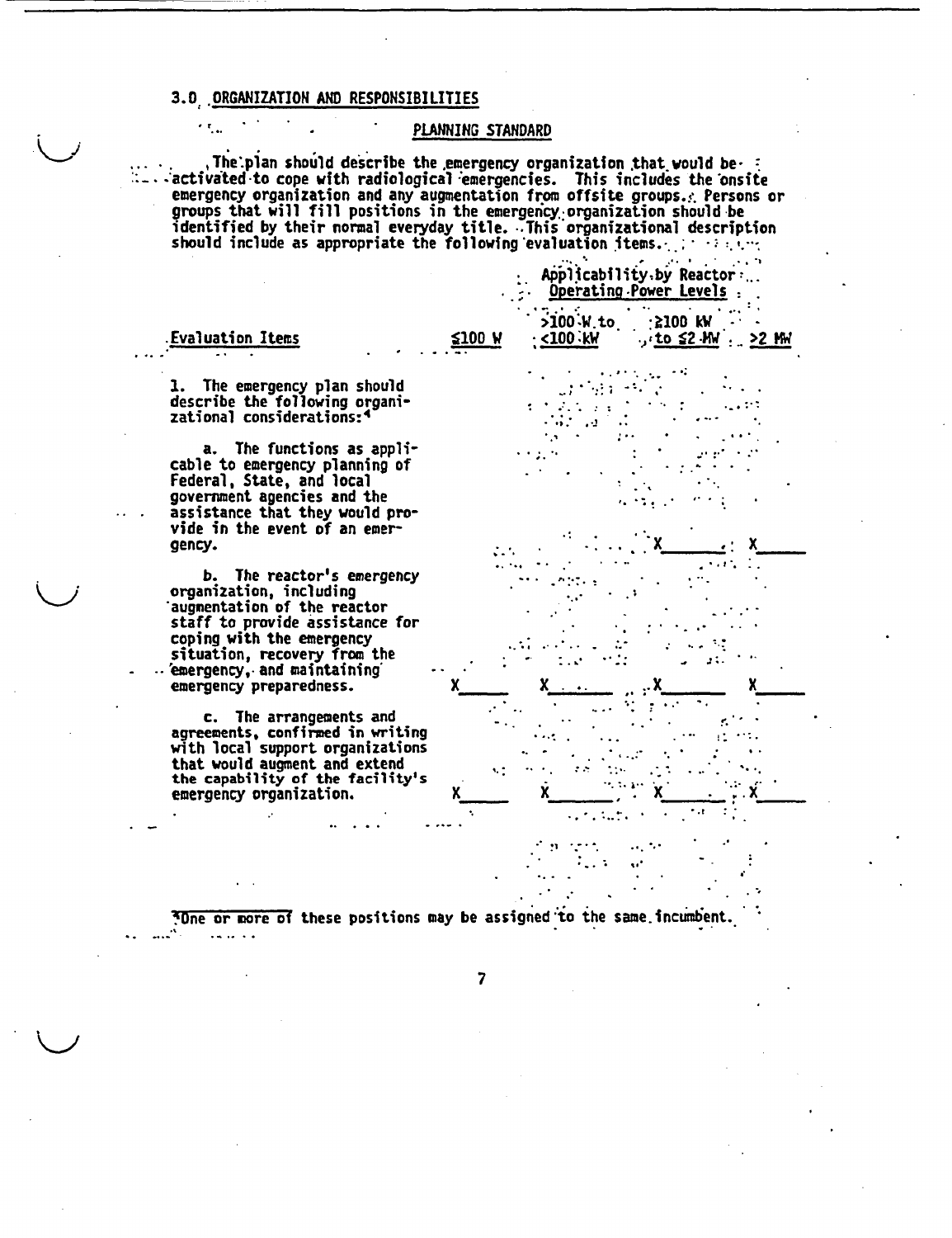## 3.0 ORGANIZATION AND RESPONSIBILITIES

### PLANNING STANDARD

The plan should describe the emergency organization that would be activated to cope with radiological emergencies. This includes the onsite emergency organization and any augmentation from offsite groups. Persons or groups that will fill positions in the emergency organization should be identified by their normal everyday title. This organizational description should include as appropriate the following evaluation items.

| Evaluation Items | Applicability by Reactor Operating Power Levels | | | |
|---|---|---|---|---|
| | ≤100 W | >100 W to <100 kW | ≥100 kW to ≤2 MW | >2 MW |
| 1. The emergency plan should describe the following organizational considerations:[4] | | | | |
| a. The functions as applicable to emergency planning of Federal, State, and local government agencies and the assistance that they would provide in the event of an emergency. | | | X | X |
| b. The reactor's emergency organization, including augmentation of the reactor staff to provide assistance for coping with the emergency situation, recovery from the emergency, and maintaining emergency preparedness. | X | X | X | X |
| c. The arrangements and agreements, confirmed in writing with local support organizations that would augment and extend the capability of the facility's emergency organization. | X | X | X | X |

[4]One or more of these positions may be assigned to the same incumbent.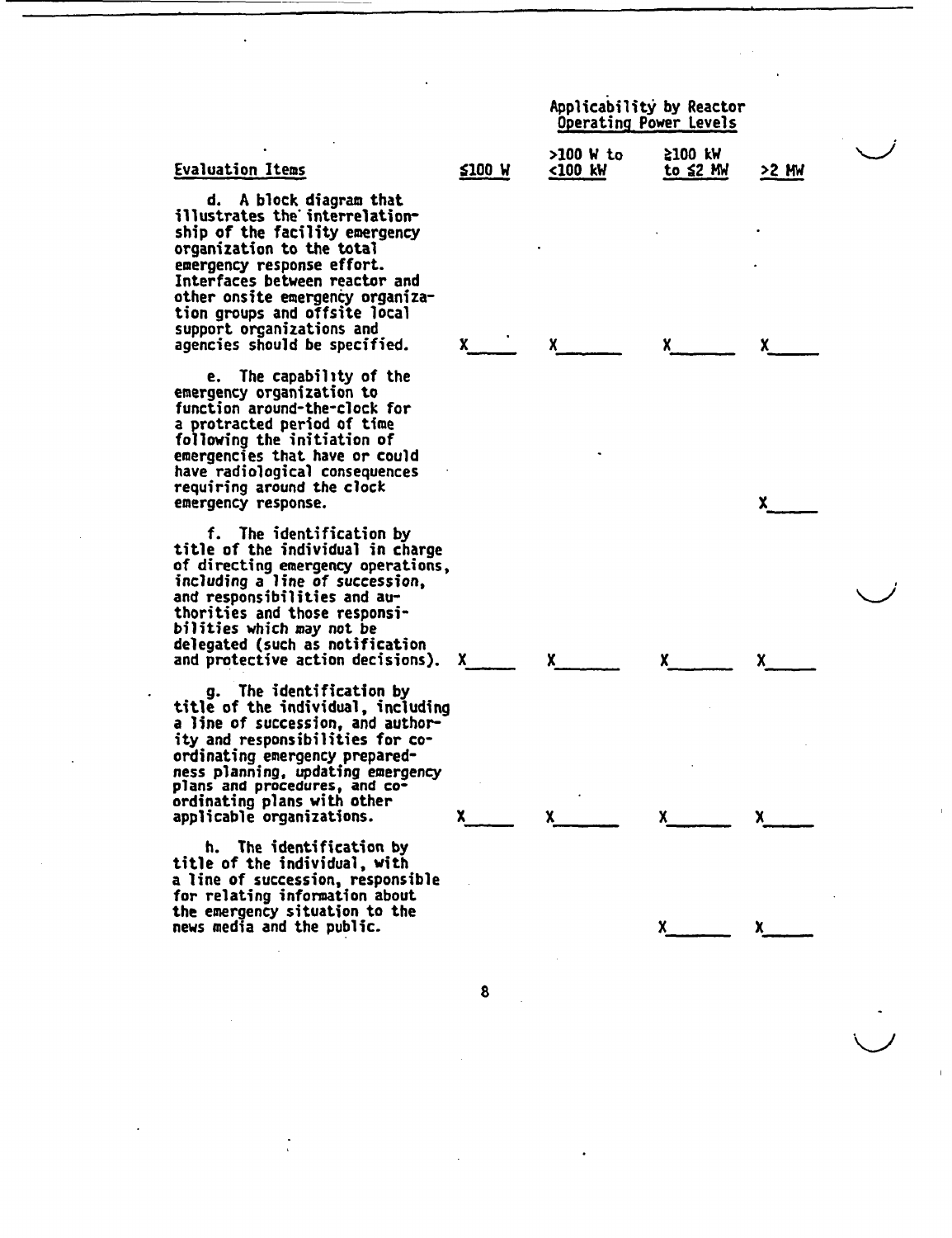| Evaluation Items | Applicability by Reactor Operating Power Levels | | | |
|---|---|---|---|---|
| | ≤100 W | >100 W to <100 kW | ≥100 kW to ≤2 MW | >2 MW |
| d. A block diagram that illustrates the interrelationship of the facility emergency organization to the total emergency response effort. Interfaces between reactor and other onsite emergency organization groups and offsite local support organizations and agencies should be specified. | X | X | X | X |
| e. The capability of the emergency organization to function around-the-clock for a protracted period of time following the initiation of emergencies that have or could have radiological consequences requiring around the clock emergency response. | | | | X |
| f. The identification by title of the individual in charge of directing emergency operations, including a line of succession, and responsibilities and authorities and those responsibilities which may not be delegated (such as notification and protective action decisions). | X | X | X | X |
| g. The identification by title of the individual, including a line of succession, and authority and responsibilities for coordinating emergency preparedness planning, updating emergency plans and procedures, and coordinating plans with other applicable organizations. | X | X | X | X |
| h. The identification by title of the individual, with a line of succession, responsible for relating information about the emergency situation to the news media and the public. | | | X | X |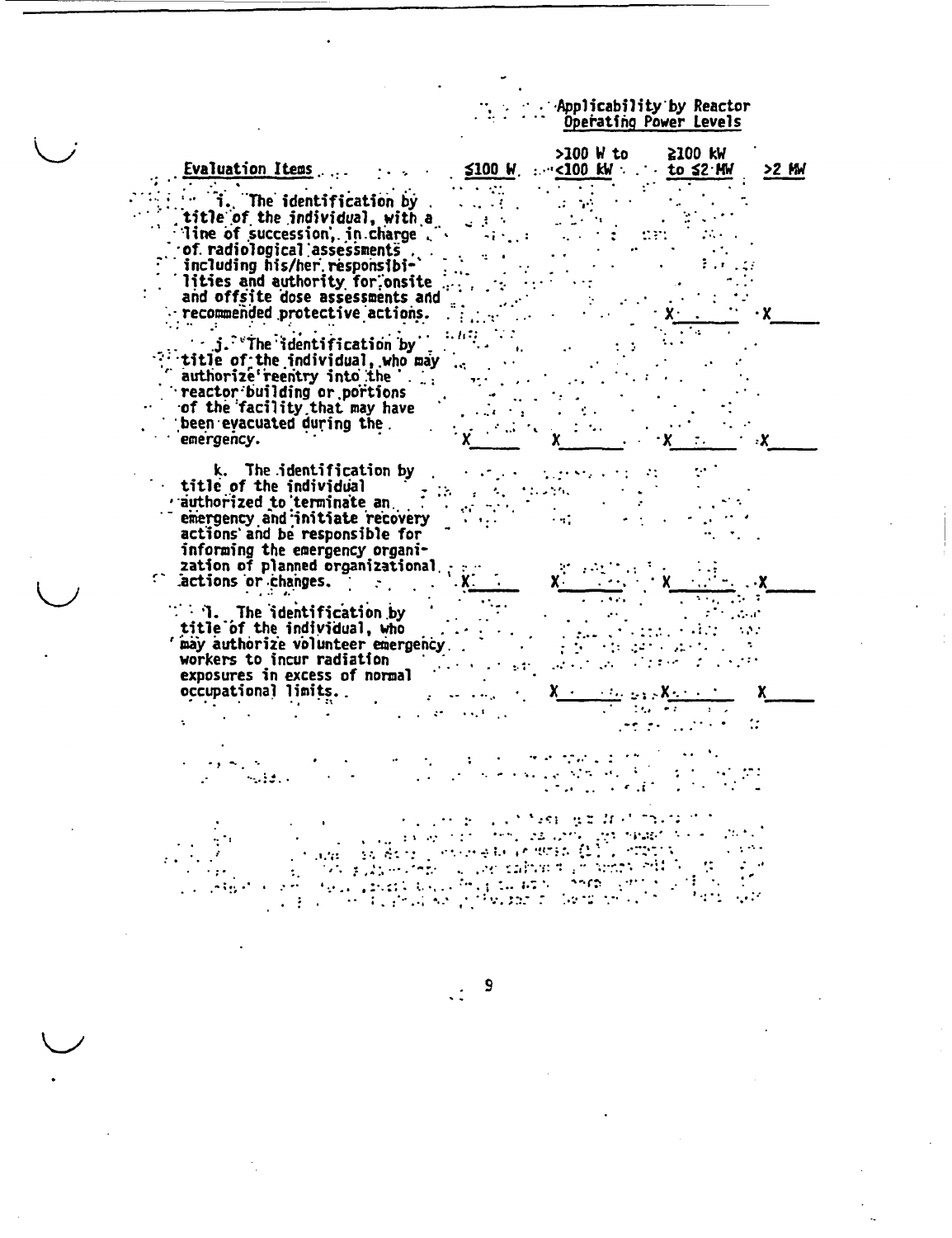| Evaluation Items | Applicability by Reactor Operating Power Levels | | | |
|---|---|---|---|---|
| | ≤100 W | >100 W to <100 kW | ≥100 kW to ≤2 MW | >2 MW |
| i. The identification by title of the individual, with a line of succession, in charge of radiological assessments including his/her responsibilities and authority for onsite and offsite dose assessments and recommended protective actions. | | | X | X |
| j. The identification by title of the individual, who may authorize reentry into the reactor building or portions of the facility that may have been evacuated during the emergency. | X | X | X | X |
| k. The identification by title of the individual authorized to terminate an emergency and initiate recovery actions and be responsible for informing the emergency organization of planned organizational actions or changes. | X | X | X | X |
| l. The identification by title of the individual, who may authorize volunteer emergency workers to incur radiation exposures in excess of normal occupational limits. | | X | X | X |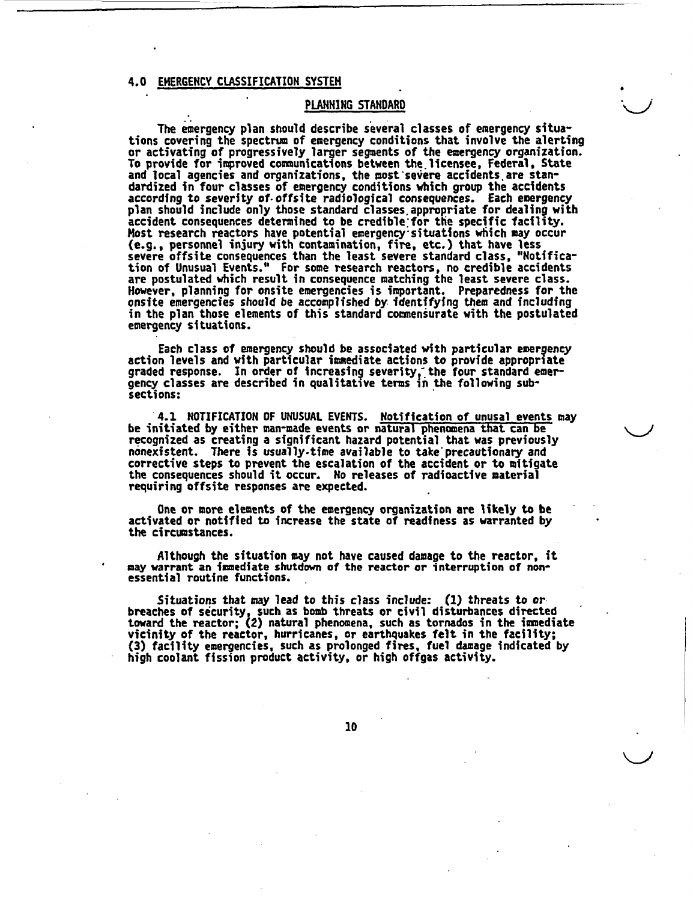## 4.0 EMERGENCY CLASSIFICATION SYSTEM

### PLANNING STANDARD

The emergency plan should describe several classes of emergency situations covering the spectrum of emergency conditions that involve the alerting or activating of progressively larger segments of the emergency organization. To provide for improved communications between the licensee, Federal, State and local agencies and organizations, the most severe accidents are standardized in four classes of emergency conditions which group the accidents according to severity of offsite radiological consequences. Each emergency plan should include only those standard classes appropriate for dealing with accident consequences determined to be credible for the specific facility. Most research reactors have potential emergency situations which may occur (e.g., personnel injury with contamination, fire, etc.) that have less severe offsite consequences than the least severe standard class, "Notification of Unusual Events." For some research reactors, no credible accidents are postulated which result in consequence matching the least severe class. However, planning for onsite emergencies is important. Preparedness for the onsite emergencies should be accomplished by identifying them and including in the plan those elements of this standard commensurate with the postulated emergency situations.

Each class of emergency should be associated with particular emergency action levels and with particular immediate actions to provide appropriate graded response. In order of increasing severity, the four standard emergency classes are described in qualitative terms in the following subsections:

4.1 NOTIFICATION OF UNUSUAL EVENTS. Notification of unusal events may be initiated by either man-made events or natural phenomena that can be recognized as creating a significant hazard potential that was previously nonexistent. There is usually time available to take precautionary and corrective steps to prevent the escalation of the accident or to mitigate the consequences should it occur. No releases of radioactive material requiring offsite responses are expected.

One or more elements of the emergency organization are likely to be activated or notified to increase the state of readiness as warranted by the circumstances.

Although the situation may not have caused damage to the reactor, it may warrant an immediate shutdown of the reactor or interruption of non-essential routine functions.

*Situations that may lead to this class include:* (1) threats to or breaches of security, such as bomb threats or civil disturbances directed toward the reactor; (2) natural phenomena, such as tornados in the immediate vicinity of the reactor, hurricanes, or earthquakes felt in the facility; (3) facility emergencies, such as prolonged fires, fuel damage indicated by high coolant fission product activity, or high offgas activity.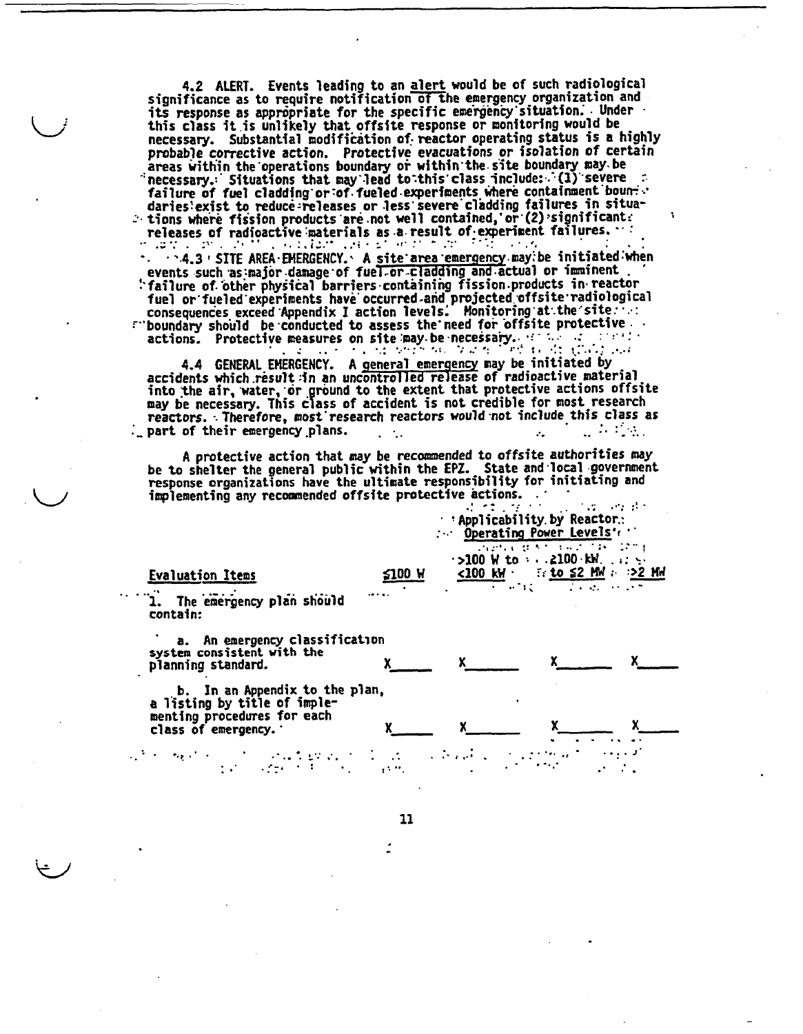4.2 ALERT. Events leading to an alert would be of such radiological significance as to require notification of the emergency organization and its response as appropriate for the specific emergency situation. Under this class it is unlikely that offsite response or monitoring would be necessary. Substantial modification of reactor operating status is a highly probable corrective action. Protective evacuations or isolation of certain areas within the operations boundary or within the site boundary may be necessary. Situations that may lead to this class include: (1) severe failure of fuel cladding or of fueled experiments where containment boundaries exist to reduce releases or less severe cladding failures in situations where fission products are not well contained, or (2) significant releases of radioactive materials as a result of experiment failures.

4.3 SITE AREA EMERGENCY. A site area emergency may be initiated when events such as major damage of fuel or cladding and actual or imminent failure of other physical barriers containing fission products in reactor fuel or fueled experiments have occurred and projected offsite radiological consequences exceed Appendix I action levels. Monitoring at the site boundary should be conducted to assess the need for offsite protective actions. Protective measures on site may be necessary.

4.4 GENERAL EMERGENCY. A general emergency may be initiated by accidents which result in an uncontrolled release of radioactive material into the air, water, or ground to the extent that protective actions offsite may be necessary. This class of accident is not credible for most research reactors. Therefore, most research reactors would not include this class as part of their emergency plans.

A protective action that may be recommended to offsite authorities may be to shelter the general public within the EPZ. State and local government response organizations have the ultimate responsibility for initiating and implementing any recommended offsite protective actions.

| Evaluation Items | Applicability by Reactor Operating Power Levels | | | |
|---|---|---|---|---|
| | ≤100 W | >100 W to <100 kW | ≥100 kW to ≤2 MW | >2 MW |
| 1. The emergency plan should contain: | | | | |
| a. An emergency classification system consistent with the planning standard. | X | X | X | X |
| b. In an Appendix to the plan, a listing by title of implementing procedures for each class of emergency. | X | X | X | X |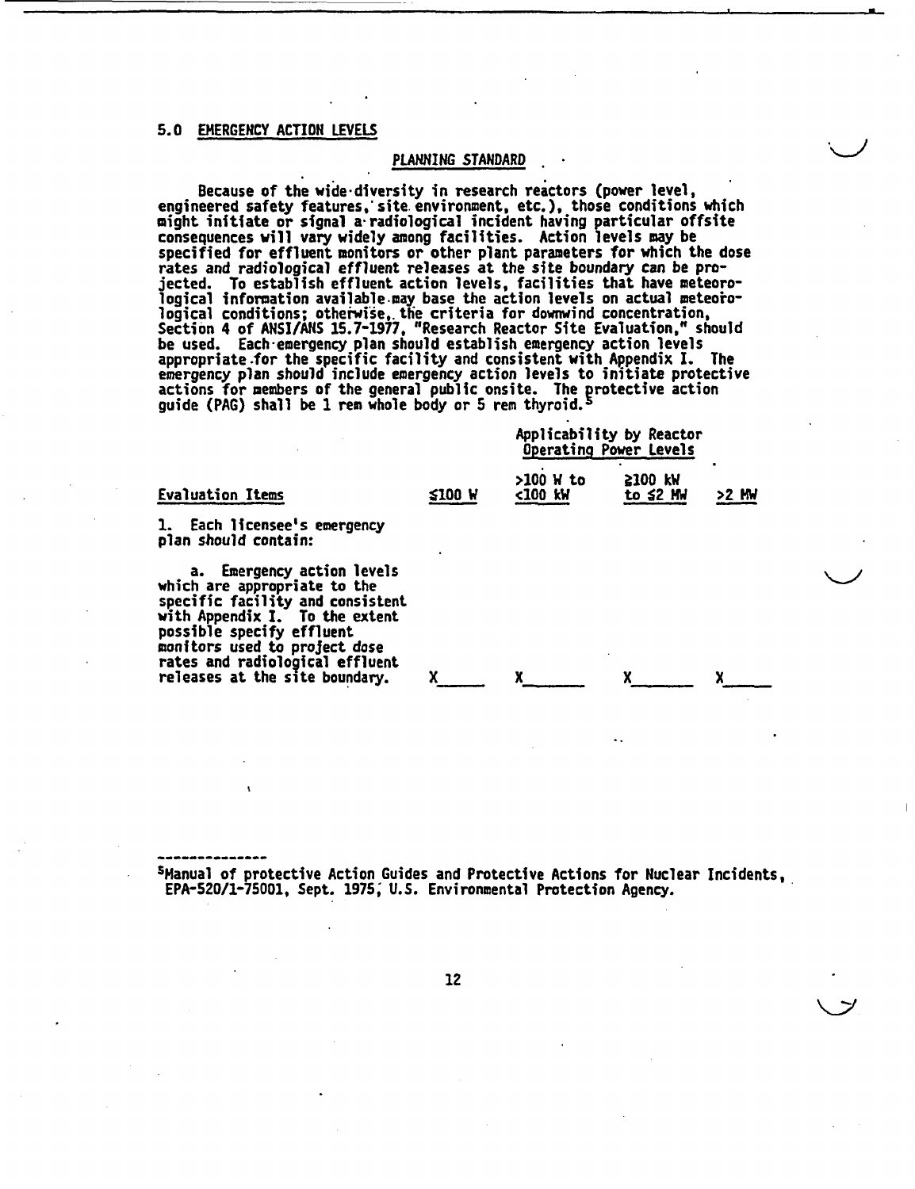## 5.0 EMERGENCY ACTION LEVELS

### PLANNING STANDARD

Because of the wide diversity in research reactors (power level, engineered safety features, site environment, etc.), those conditions which might initiate or signal a radiological incident having particular offsite consequences will vary widely among facilities. Action levels may be specified for effluent monitors or other plant parameters for which the dose rates and radiological effluent releases at the site boundary can be projected. To establish effluent action levels, facilities that have meteorological information available may base the action levels on actual meteorological conditions; otherwise, the criteria for downwind concentration, Section 4 of ANSI/ANS 15.7-1977, "Research Reactor Site Evaluation," should be used. Each emergency plan should establish emergency action levels appropriate for the specific facility and consistent with Appendix I. The emergency plan should include emergency action levels to initiate protective actions for members of the general public onsite. The protective action guide (PAG) shall be 1 rem whole body or 5 rem thyroid.[5]

| | Applicability by Reactor Operating Power Levels | | | |
|---|---|---|---|---|
| Evaluation Items | ≤100 W | >100 W to <100 kW | ≥100 kW to ≤2 MW | >2 MW |
| 1. Each licensee's emergency plan should contain: | | | | |
| a. Emergency action levels which are appropriate to the specific facility and consistent with Appendix I. To the extent possible specify effluent monitors used to project dose rates and radiological effluent releases at the site boundary. | X | X | X | X |

---

[5]Manual of protective Action Guides and Protective Actions for Nuclear Incidents, EPA-520/1-75001, Sept. 1975, U.S. Environmental Protection Agency.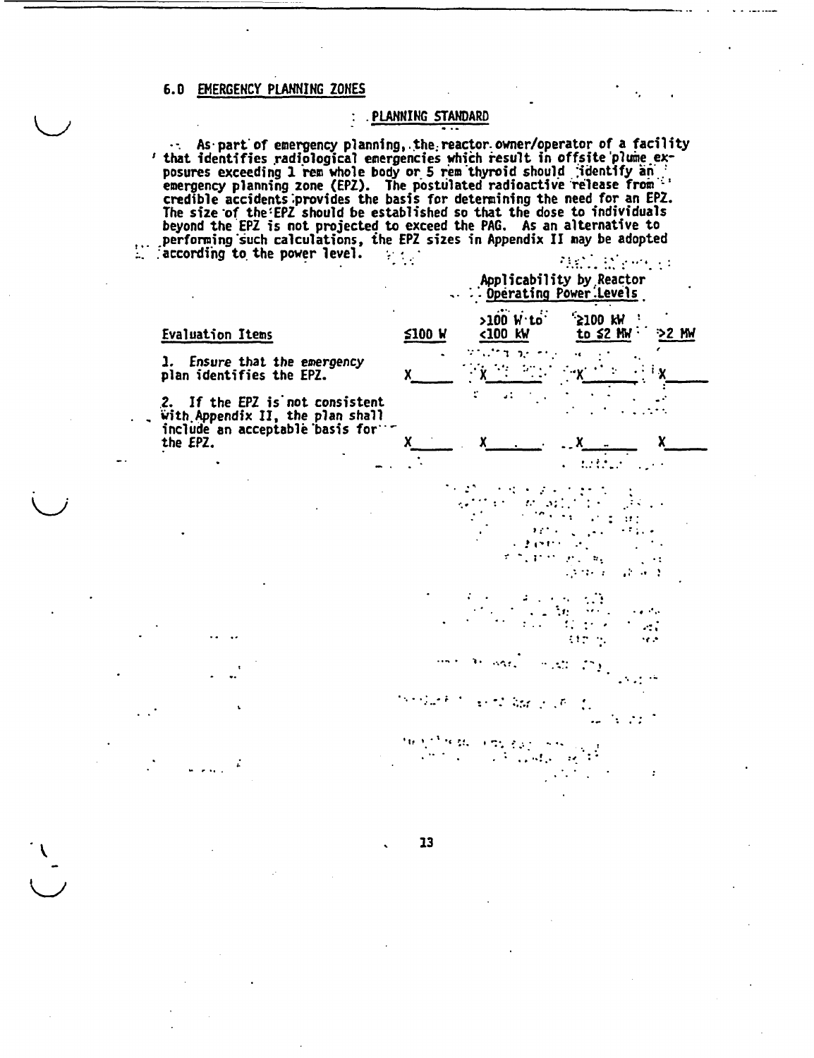## 6.0 EMERGENCY PLANNING ZONES

### PLANNING STANDARD

As part of emergency planning, the reactor owner/operator of a facility that identifies radiological emergencies which result in offsite plume exposures exceeding 1 rem whole body or 5 rem thyroid should identify an emergency planning zone (EPZ). The postulated radioactive release from credible accidents provides the basis for determining the need for an EPZ. The size of the EPZ should be established so that the dose to individuals beyond the EPZ is not projected to exceed the PAG. As an alternative to performing such calculations, the EPZ sizes in Appendix II may be adopted according to the power level.

| | Applicability by Reactor Operating Power Levels | | | |
|---|---|---|---|---|
| Evaluation Items | ≤100 W | >100 W to <100 kW | ≥100 kW to ≤2 MW | >2 MW |
| 1. *Ensure that the emergency plan identifies the EPZ.* | X | X | X | X |
| 2. If the EPZ is not consistent with Appendix II, the plan shall include an acceptable basis for the EPZ. | X | X | X | X |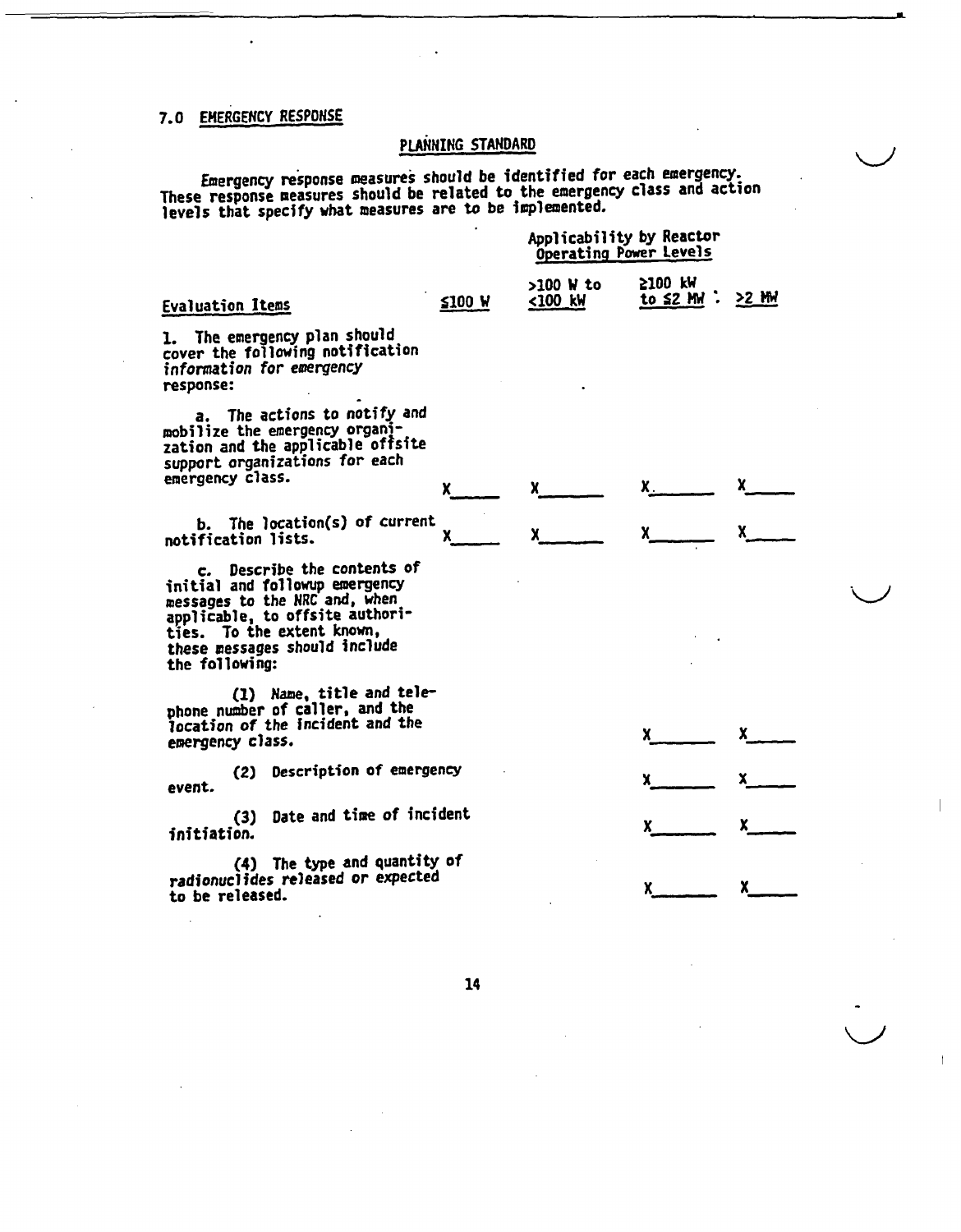## 7.0 EMERGENCY RESPONSE

### PLANNING STANDARD

Emergency response measures should be identified for each emergency. These response measures should be related to the emergency class and action levels that specify what measures are to be implemented.

| Evaluation Items | Applicability by Reactor Operating Power Levels ≤100 W | >100 W to <100 kW | ≥100 kW to ≤2 MW | >2 MW |
|---|---|---|---|---|
| 1. The emergency plan should cover the following notification information for emergency response: | | | | |
| a. The actions to notify and mobilize the emergency organization and the applicable offsite support organizations for each emergency class. | X | X | X | X |
| b. The location(s) of current notification lists. | X | X | X | X |
| c. Describe the contents of initial and followup emergency messages to the NRC and, when applicable, to offsite authorities. To the extent known, these messages should include the following: | | | | |
| (1) Name, title and telephone number of caller, and the location of the incident and the emergency class. | | | X | X |
| (2) Description of emergency event. | | | X | X |
| (3) Date and time of incident initiation. | | | X | X |
| (4) The type and quantity of radionuclides released or expected to be released. | | | X | X |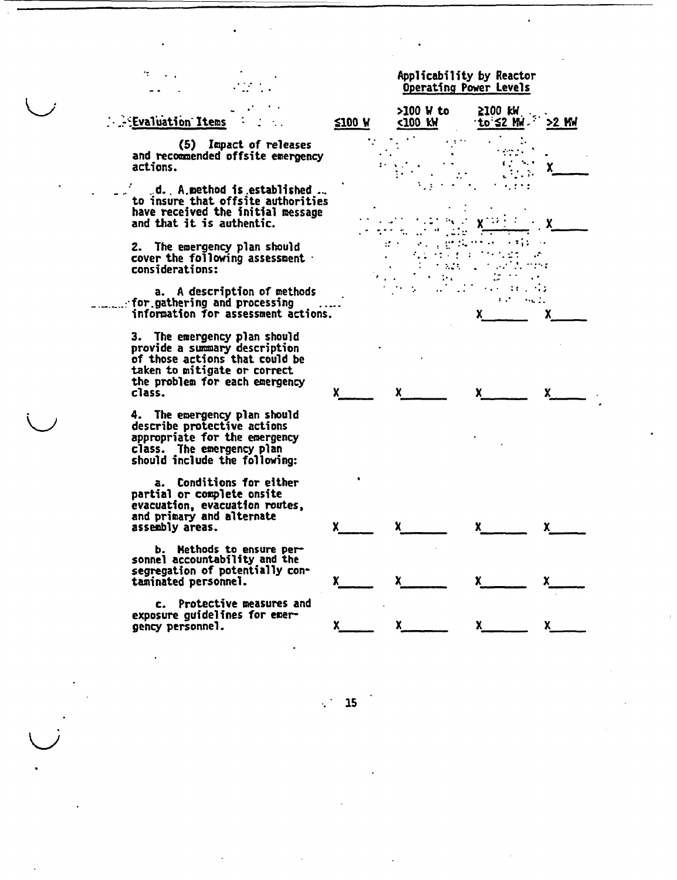| Evaluation Items | Applicability by Reactor Operating Power Levels | | | |
|---|---|---|---|---|
| | ≤100 W | >100 W to <100 kW | ≥100 kW to ≤2 MW | >2 MW |
| (5) Impact of releases and recommended offsite emergency actions. | | | | X |
| d. A method is established to insure that offsite authorities have received the initial message and that it is authentic. | | | X | X |
| 2. The emergency plan should cover the following assessment considerations: | | | | |
| a. A description of methods for gathering and processing information for assessment actions. | | | X | X |
| 3. The emergency plan should provide a summary description of those actions that could be taken to mitigate or correct the problem for each emergency class. | X | X | X | X |
| 4. The emergency plan should describe protective actions appropriate for the emergency class. The emergency plan should include the following: | | | | |
| a. Conditions for either partial or complete onsite evacuation, evacuation routes, and primary and alternate assembly areas. | X | X | X | X |
| b. Methods to ensure personnel accountability and the segregation of potentially contaminated personnel. | X | X | X | X |
| c. Protective measures and exposure guidelines for emergency personnel. | X | X | X | X |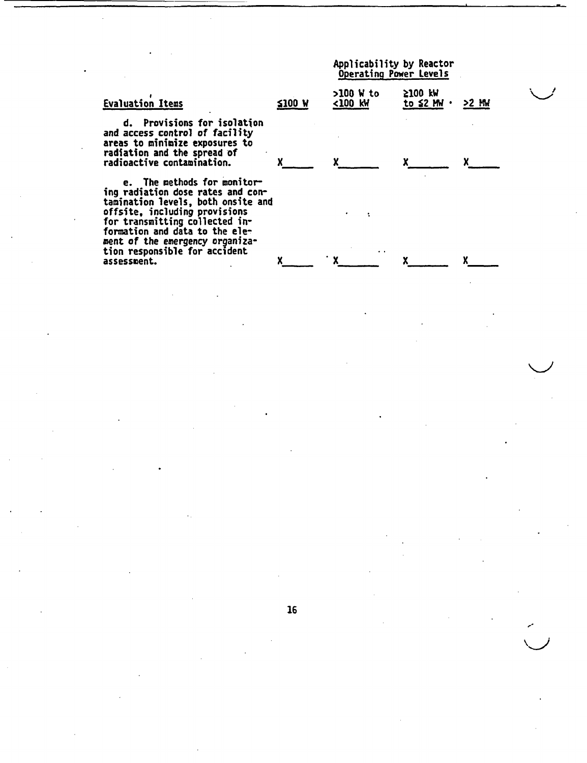| Evaluation Items | ≤100 W | >100 W to <100 kW | ≥100 kW to ≤2 MW | >2 MW |
|---|---|---|---|---|
| | Applicability by Reactor Operating Power Levels | | | |
| d. Provisions for isolation and access control of facility areas to minimize exposures to radiation and the spread of radioactive contamination. | X | X | X | X |
| e. The methods for monitoring radiation dose rates and contamination levels, both onsite and offsite, including provisions for transmitting collected information and data to the element of the emergency organization responsible for accident assessment. | X | X | X | X |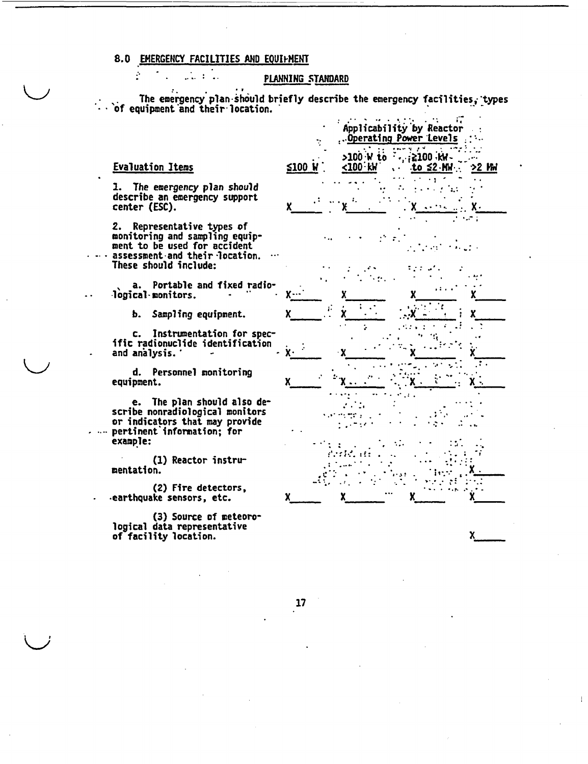## 8.0 EMERGENCY FACILITIES AND EQUIPMENT

### PLANNING STANDARD

The emergency plan should briefly describe the emergency facilities, types of equipment and their location.

| Evaluation Items | Applicability by Reactor Operating Power Levels | | | |
|---|---|---|---|---|
| | ≤100 W | >100 W to <100 kW | ≥100 kW to ≤2 MW | >2 MW |
| 1. The emergency plan should describe an emergency support center (ESC). | X | X | X | X |
| 2. Representative types of monitoring and sampling equipment to be used for accident assessment and their location. These should include: | | | | |
| a. Portable and fixed radiological monitors. | X | X | X | X |
| b. Sampling equipment. | X | X | X | X |
| c. Instrumentation for specific radionuclide identification and analysis. | X | X | X | X |
| d. Personnel monitoring equipment. | X | X | X | X |
| e. The plan should also describe nonradiological monitors or indicators that may provide pertinent information; for example: | | | | |
| (1) Reactor instrumentation. | | | | X |
| (2) Fire detectors, earthquake sensors, etc. | X | X | X | X |
| (3) Source of meteorological data representative of facility location. | | | | X |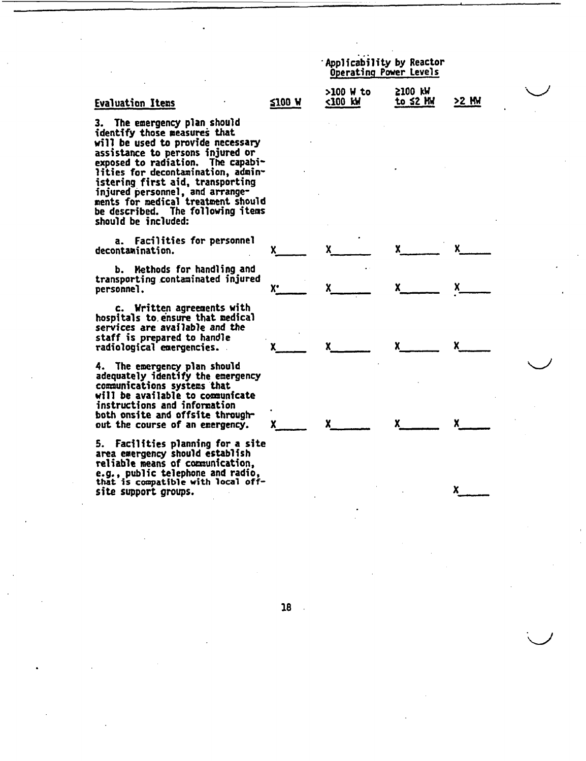| Evaluation Items | Applicability by Reactor Operating Power Levels | | | |
|---|---|---|---|---|
| | ≤100 W | >100 W to <100 kW | ≥100 kW to ≤2 MW | >2 MW |
| 3. The emergency plan should identify those measures that will be used to provide necessary assistance to persons injured or exposed to radiation. The capabilities for decontamination, administering first aid, transporting injured personnel, and arrangements for medical treatment should be described. The following items should be included: | | | | |
| a. Facilities for personnel decontamination. | X | X | X | X |
| b. Methods for handling and transporting contaminated injured personnel. | X | X | X | X |
| c. Written agreements with hospitals to ensure that medical services are available and the staff is prepared to handle radiological emergencies. | X | X | X | X |
| 4. The emergency plan should adequately identify the emergency communications systems that will be available to communicate instructions and information both onsite and offsite throughout the course of an emergency. | X | X | X | X |
| 5. Facilities planning for a site area emergency should establish reliable means of communication, e.g., public telephone and radio, that is compatible with local offsite support groups. | | | | X |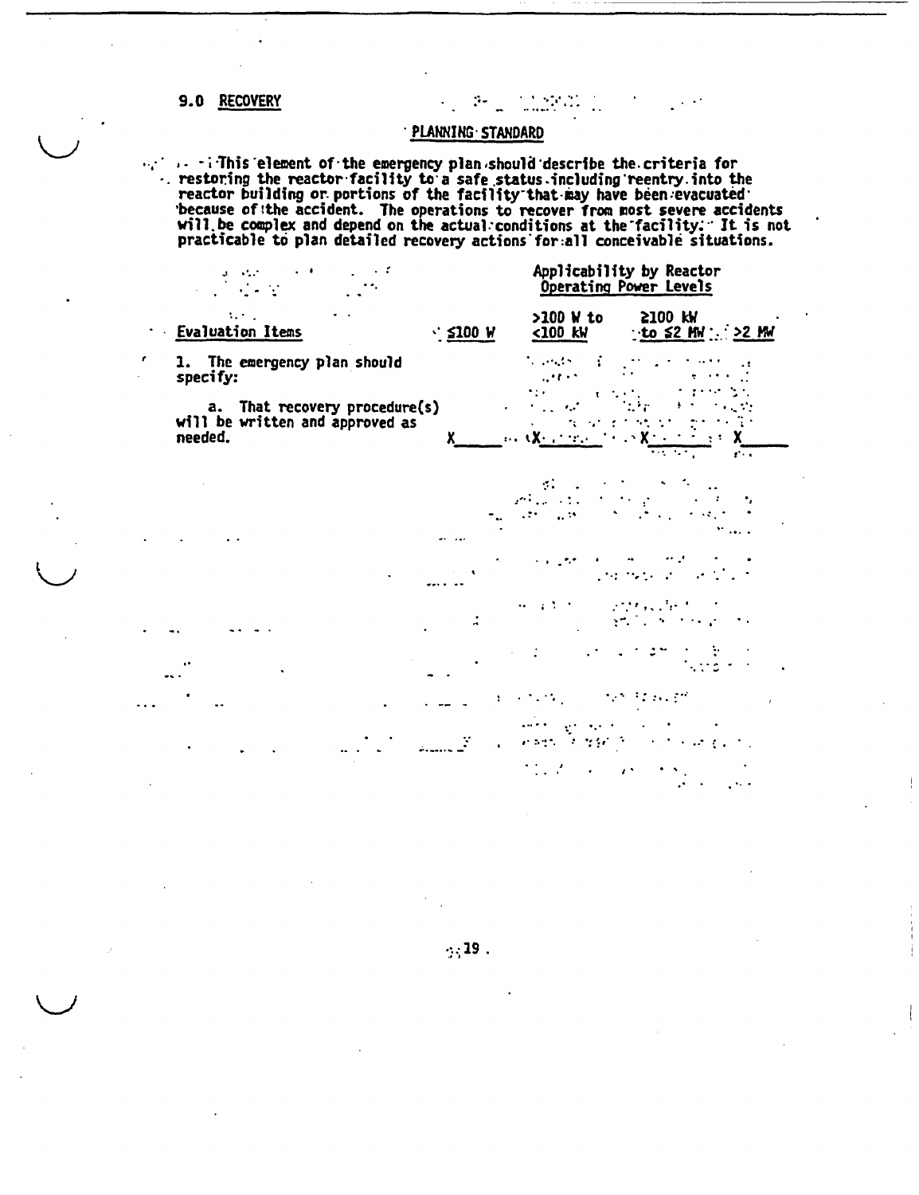## 9.0 RECOVERY

### PLANNING STANDARD

This element of the emergency plan should describe the criteria for restoring the reactor facility to a safe status including reentry into the reactor building or portions of the facility that may have been evacuated because of the accident. The operations to recover from most severe accidents will be complex and depend on the actual conditions at the facility. It is not practicable to plan detailed recovery actions for all conceivable situations.

| Evaluation Items | Applicability by Reactor Operating Power Levels | | | |
|---|---|---|---|---|
| | ≤100 W | >100 W to <100 kW | ≥100 kW to ≤2 MW | >2 MW |
| 1. The emergency plan should specify: | | | | |
| a. That recovery procedure(s) will be written and approved as needed. | X | X | X | X |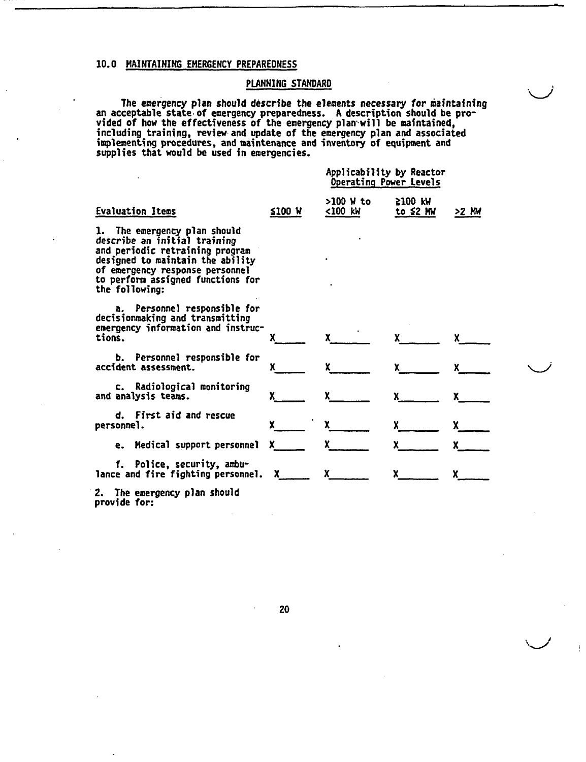## 10.0 MAINTAINING EMERGENCY PREPAREDNESS

### PLANNING STANDARD

The emergency plan should describe the elements necessary for maintaining an acceptable state of emergency preparedness. A description should be provided of how the effectiveness of the emergency plan will be maintained, including training, review and update of the emergency plan and associated implementing procedures, and maintenance and inventory of equipment and supplies that would be used in emergencies.

| | Applicability by Reactor Operating Power Levels | | | |
|---|---|---|---|---|
| Evaluation Items | ≤100 W | >100 W to <100 kW | ≥100 kW to ≤2 MW | >2 MW |
| 1. The emergency plan should describe an initial training and periodic retraining program designed to maintain the ability of emergency response personnel to perform assigned functions for the following: | | | | |
| a. Personnel responsible for decisionmaking and transmitting emergency information and instructions. | X | X | X | X |
| b. Personnel responsible for accident assessment. | X | X | X | X |
| c. Radiological monitoring and analysis teams. | X | X | X | X |
| d. First aid and rescue personnel. | X | X | X | X |
| e. Medical support personnel | X | X | X | X |
| f. Police, security, ambulance and fire fighting personnel. | X | X | X | X |

2. The emergency plan should provide for: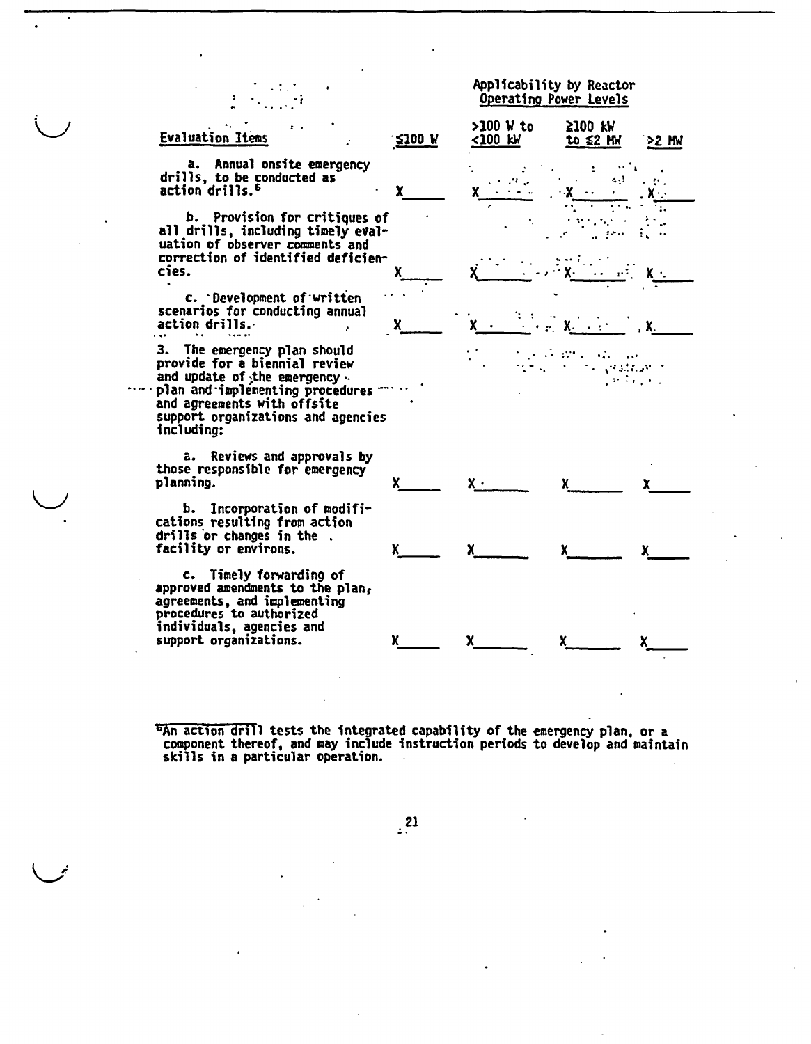| Evaluation Items | Applicability by Reactor Operating Power Levels | | | |
|---|---|---|---|---|
| | ≤100 W | >100 W to <100 kW | ≥100 kW to ≤2 MW | >2 MW |
| a. Annual onsite emergency drills, to be conducted as action drills.[6] | X | X | X | X |
| b. Provision for critiques of all drills, including timely evaluation of observer comments and correction of identified deficiencies. | X | X | X | X |
| c. Development of written scenarios for conducting annual action drills. | X | X | X | X |
| 3. The emergency plan should provide for a biennial review and update of the emergency plan and implementing procedures and agreements with offsite support organizations and agencies including: | | | | |
| a. Reviews and approvals by those responsible for emergency planning. | X | X | X | X |
| b. Incorporation of modifications resulting from action drills or changes in the facility or environs. | X | X | X | X |
| c. Timely forwarding of approved amendments to the plan, agreements, and implementing procedures to authorized individuals, agencies and support organizations. | X | X | X | X |

[6]An action drill tests the integrated capability of the emergency plan, or a component thereof, and may include instruction periods to develop and maintain skills in a particular operation.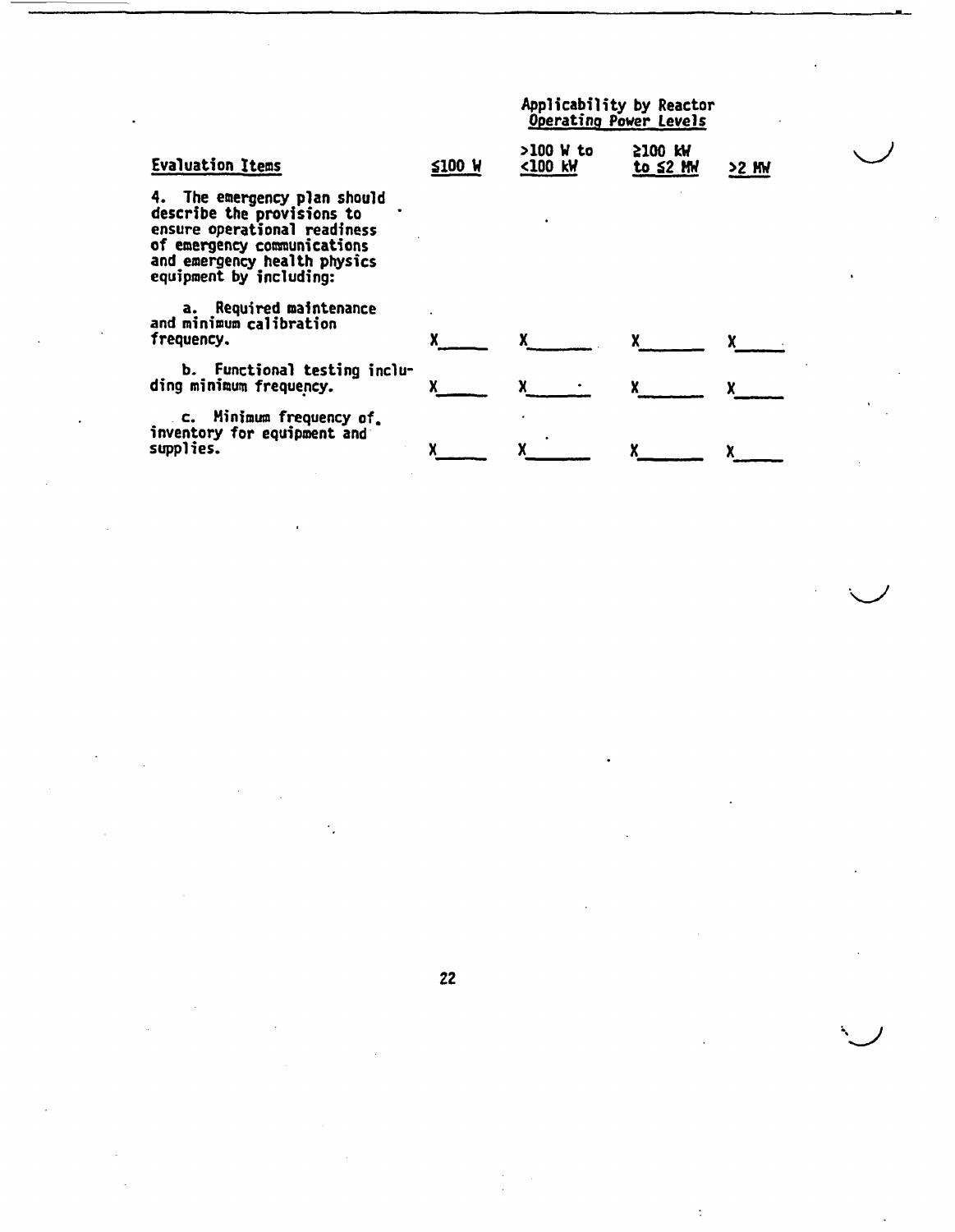| Evaluation Items | Applicability by Reactor Operating Power Levels | | | |
|---|---|---|---|---|
| | ≤100 W | >100 W to <100 kW | ≥100 kW to ≤2 MW | >2 MW |
| 4. The emergency plan should describe the provisions to ensure operational readiness of emergency communications and emergency health physics equipment by including: | | | | |
| a. Required maintenance and minimum calibration frequency. | X | X | X | X |
| b. Functional testing including minimum frequency. | X | X | X | X |
| c. Minimum frequency of inventory for equipment and supplies. | X | X | X | X |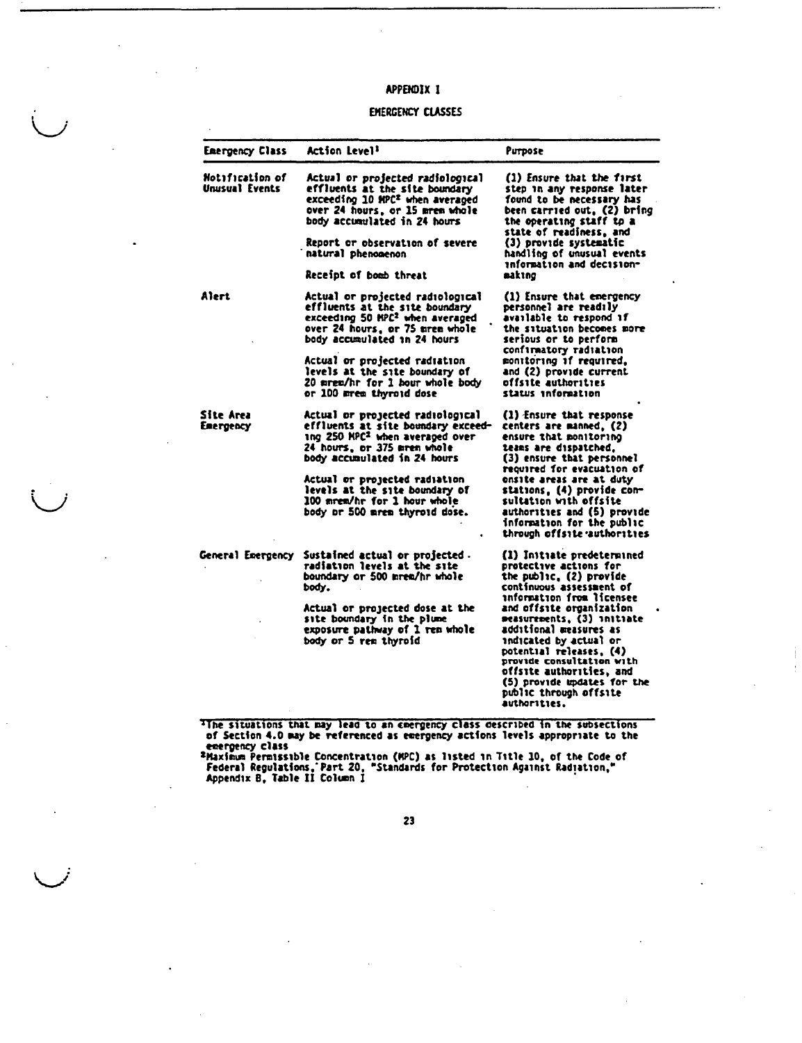# APPENDIX I

## EMERGENCY CLASSES

| Emergency Class | Action Level[1] | Purpose |
|---|---|---|
| Notification of Unusual Events | Actual or projected radiological effluents at the site boundary exceeding 10 MPC[2] when averaged over 24 hours, or 15 mrem whole body accumulated in 24 hours<br><br>Report or observation of severe natural phenomenon<br><br>Receipt of bomb threat | (1) Ensure that the first step in any response later found to be necessary has been carried out, (2) bring the operating staff to a state of readiness, and (3) provide systematic handling of unusual events information and decision-making |
| Alert | Actual or projected radiological effluents at the site boundary exceeding 50 MPC[2] when averaged over 24 hours, or 75 mrem whole body accumulated in 24 hours<br><br>Actual or projected radiation levels at the site boundary of 20 mrem/hr for 1 hour whole body or 100 mrem thyroid dose | (1) Ensure that emergency personnel are readily available to respond if the situation becomes more serious or to perform confirmatory radiation monitoring if required, and (2) provide current offsite authorities status information |
| Site Area Emergency | Actual or projected radiological effluents at site boundary exceeding 250 MPC[2] when averaged over 24 hours, or 375 mrem whole body accumulated in 24 hours<br><br>Actual or projected radiation levels at the site boundary of 100 mrem/hr for 1 hour whole body or 500 mrem thyroid dose. | (1) Ensure that response centers are manned, (2) ensure that monitoring teams are dispatched, (3) ensure that personnel required for evacuation of onsite areas are at duty stations, (4) provide consultation with offsite authorities and (5) provide information for the public through offsite authorities |
| General Emergency | Sustained actual or projected radiation levels at the site boundary or 500 mrem/hr whole body.<br><br>Actual or projected dose at the site boundary in the plume exposure pathway of 1 rem whole body or 5 rem thyroid | (1) Initiate predetermined protective actions for the public, (2) provide continuous assessment of information from licensee and offsite organization measurements, (3) initiate additional measures as indicated by actual or potential releases, (4) provide consultation with offsite authorities, and (5) provide updates for the public through offsite authorities. |

[1]The situations that may lead to an emergency class described in the subsections of Section 4.0 may be referenced as emergency actions levels appropriate to the emergency class

[2]Maximum Permissible Concentration (MPC) as listed in Title 10, of the Code of Federal Regulations, Part 20, "Standards for Protection Against Radiation," Appendix B, Table II Column I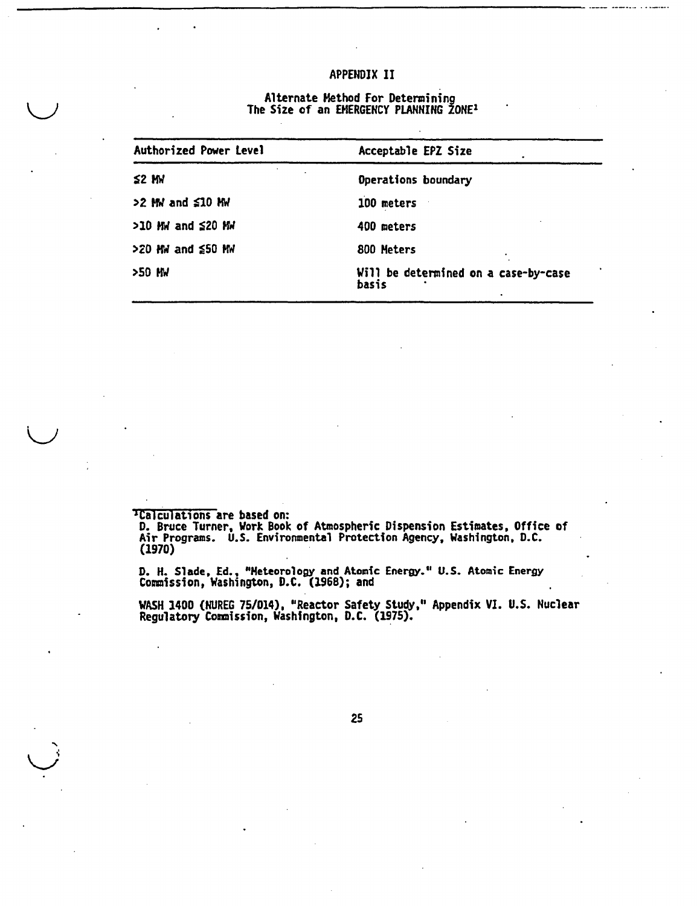# APPENDIX II

## Alternate Method For Determining The Size of an EMERGENCY PLANNING ZONE[1]

| Authorized Power Level | Acceptable EPZ Size |
|---|---|
| ≤2 MW | Operations boundary |
| >2 MW and ≤10 MW | 100 meters |
| >10 MW and ≤20 MW | 400 meters |
| >20 MW and ≤50 MW | 800 Meters |
| >50 MW | Will be determined on a case-by-case basis |

[1] Calculations are based on:
D. Bruce Turner, Work Book of Atmospheric Dispension Estimates, Office of Air Programs. U.S. Environmental Protection Agency, Washington, D.C. (1970)

D. H. Slade, Ed., "Meteorology and Atomic Energy." U.S. Atomic Energy Commission, Washington, D.C. (1968); and

WASH 1400 (NUREG 75/014), "Reactor Safety Study," Appendix VI. U.S. Nuclear Regulatory Commission, Washington, D.C. (1975).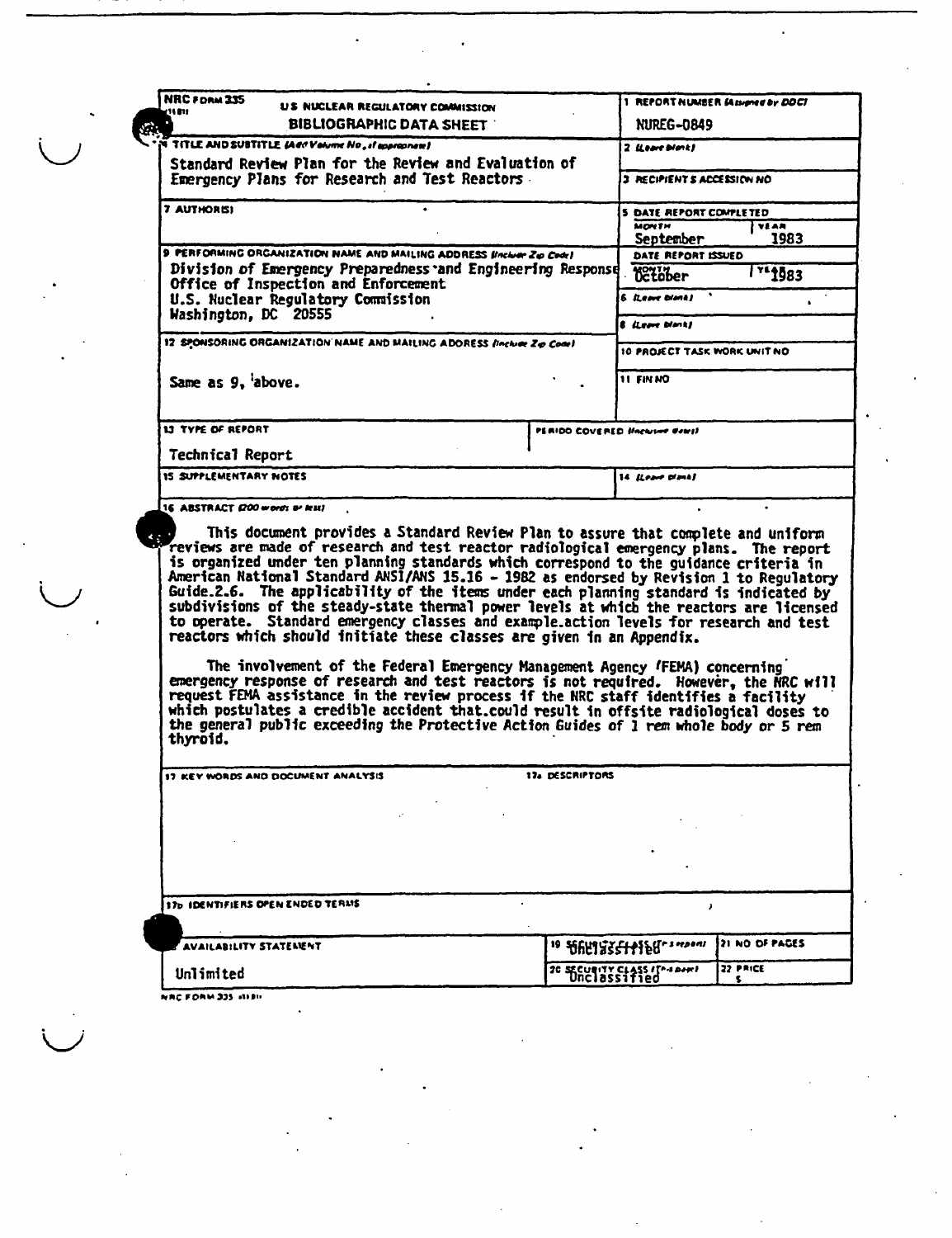NRC FORM 335 (11-81)

U.S. NUCLEAR REGULATORY COMMISSION

**BIBLIOGRAPHIC DATA SHEET**

1 REPORT NUMBER (Assigned by DDC)
NUREG-0849

4 TITLE AND SUBTITLE (Add Volume No., if appropriate)
Standard Review Plan for the Review and Evaluation of Emergency Plans for Research and Test Reactors

2 (Leave blank)

3 RECIPIENT'S ACCESSION NO

7 AUTHOR(S)

5 DATE REPORT COMPLETED
MONTH: September YEAR: 1983

9 PERFORMING ORGANIZATION NAME AND MAILING ADDRESS (Include Zip Code)
Division of Emergency Preparedness and Engineering Response
Office of Inspection and Enforcement
U.S. Nuclear Regulatory Commission
Washington, DC 20555

DATE REPORT ISSUED
MONTH: October YEAR: 1983

6 (Leave blank)

8 (Leave blank)

12 SPONSORING ORGANIZATION NAME AND MAILING ADDRESS (Include Zip Code)
Same as 9, above.

10 PROJECT TASK WORK UNIT NO

11 FIN NO

13 TYPE OF REPORT
Technical Report

PERIOD COVERED (Inclusive dates)

15 SUPPLEMENTARY NOTES

14 (Leave blank)

16 ABSTRACT (200 words or less)

This document provides a Standard Review Plan to assure that complete and uniform reviews are made of research and test reactor radiological emergency plans. The report is organized under ten planning standards which correspond to the guidance criteria in American National Standard ANSI/ANS 15.16 - 1982 as endorsed by Revision 1 to Regulatory Guide 2.6. The applicability of the items under each planning standard is indicated by subdivisions of the steady-state thermal power levels at which the reactors are licensed to operate. Standard emergency classes and example action levels for research and test reactors which should initiate these classes are given in an Appendix.

The involvement of the Federal Emergency Management Agency (FEMA) concerning emergency response of research and test reactors is not required. However, the NRC will request FEMA assistance in the review process if the NRC staff identifies a facility which postulates a credible accident that could result in offsite radiological doses to the general public exceeding the Protective Action Guides of 1 rem whole body or 5 rem thyroid.

17 KEY WORDS AND DOCUMENT ANALYSIS

17a DESCRIPTORS

17b IDENTIFIERS OPEN ENDED TERMS

18 AVAILABILITY STATEMENT
Unlimited

19 SECURITY CLASS (This report)
Unclassified

20 SECURITY CLASS (This page)
Unclassified

21 NO OF PAGES

22 PRICE
$

NRC FORM 335 (11-81)